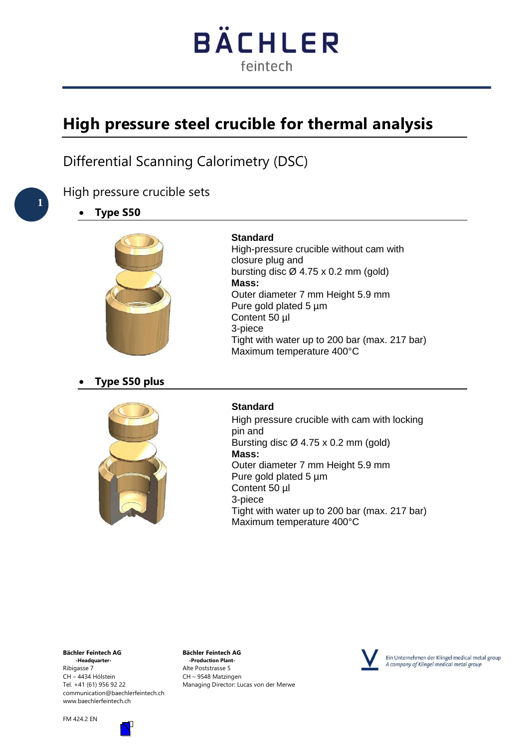# High pressure steel crucible for thermal analysis

## Differential Scanning Calorimetry (DSC)

### High pressure crucible sets

- **Type S50**

**Standard**
High-pressure crucible without cam with closure plug and
bursting disc Ø 4.75 x 0.2 mm (gold)
**Mass:**
Outer diameter 7 mm Height 5.9 mm
Pure gold plated 5 µm
Content 50 µl
3-piece
Tight with water up to 200 bar (max. 217 bar)
Maximum temperature 400°C

- **Type S50 plus**

**Standard**
High pressure crucible with cam with locking pin and
Bursting disc Ø 4.75 x 0.2 mm (gold)
**Mass:**
Outer diameter 7 mm Height 5.9 mm
Pure gold plated 5 µm
Content 50 µl
3-piece
Tight with water up to 200 bar (max. 217 bar)
Maximum temperature 400°C

**Bächler Feintech AG**
-Headquarter-
Ribigasse 7
CH – 4434 Hölstein
Tel. +41 (61) 956 92 22
communication@baechlerfeintech.ch
www.baechlerfeintech.ch

**Bächler Feintech AG**
-Production Plant-
Alte Poststrasse 5
CH – 9548 Matzingen
Managing Director: Lucas von der Merwe

Ein Unternehmen der Klingel medical metal group
*A company of Klingel medical metal group*

FM 424.2 EN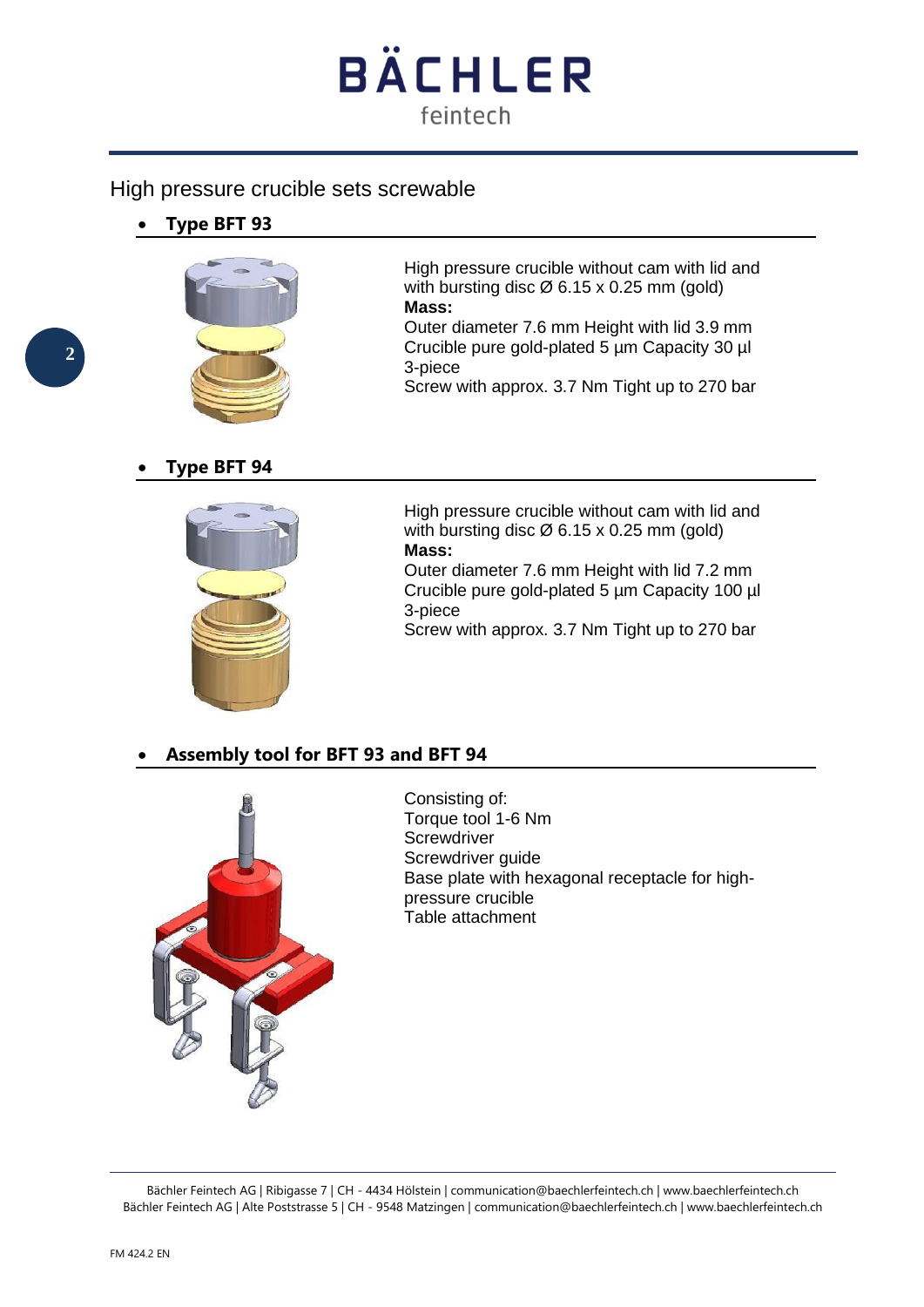## High pressure crucible sets screwable

- **Type BFT 93**

High pressure crucible without cam with lid and with bursting disc Ø 6.15 x 0.25 mm (gold)
**Mass:**
Outer diameter 7.6 mm Height with lid 3.9 mm
Crucible pure gold-plated 5 µm Capacity 30 µl
3-piece
Screw with approx. 3.7 Nm Tight up to 270 bar

- **Type BFT 94**

High pressure crucible without cam with lid and with bursting disc Ø 6.15 x 0.25 mm (gold)
**Mass:**
Outer diameter 7.6 mm Height with lid 7.2 mm
Crucible pure gold-plated 5 µm Capacity 100 µl
3-piece
Screw with approx. 3.7 Nm Tight up to 270 bar

- **Assembly tool for BFT 93 and BFT 94**

Consisting of:
Torque tool 1-6 Nm
Screwdriver
Screwdriver guide
Base plate with hexagonal receptacle for high-pressure crucible
Table attachment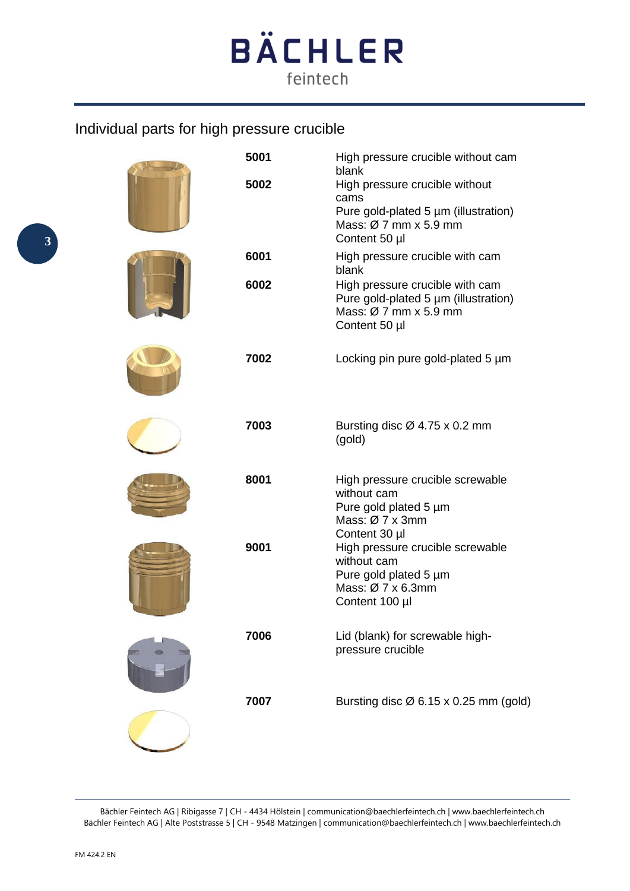# Individual parts for high pressure crucible

| | |
|---|---|
| **5001** | High pressure crucible without cam blank |
| **5002** | High pressure crucible without cams<br>Pure gold-plated 5 µm (illustration)<br>Mass: Ø 7 mm x 5.9 mm<br>Content 50 µl |
| **6001** | High pressure crucible with cam blank |
| **6002** | High pressure crucible with cam<br>Pure gold-plated 5 µm (illustration)<br>Mass: Ø 7 mm x 5.9 mm<br>Content 50 µl |
| **7002** | Locking pin pure gold-plated 5 µm |
| **7003** | Bursting disc Ø 4.75 x 0.2 mm (gold) |
| **8001** | High pressure crucible screwable without cam<br>Pure gold plated 5 µm<br>Mass: Ø 7 x 3mm<br>Content 30 µl |
| **9001** | High pressure crucible screwable without cam<br>Pure gold plated 5 µm<br>Mass: Ø 7 x 6.3mm<br>Content 100 µl |
| **7006** | Lid (blank) for screwable high-pressure crucible |
| **7007** | Bursting disc Ø 6.15 x 0.25 mm (gold) |

Bächler Feintech AG | Ribigasse 7 | CH - 4434 Hölstein | communication@baechlerfeintech.ch | www.baechlerfeintech.ch
Bächler Feintech AG | Alte Poststrasse 5 | CH - 9548 Matzingen | communication@baechlerfeintech.ch | www.baechlerfeintech.ch

FM 424.2 EN